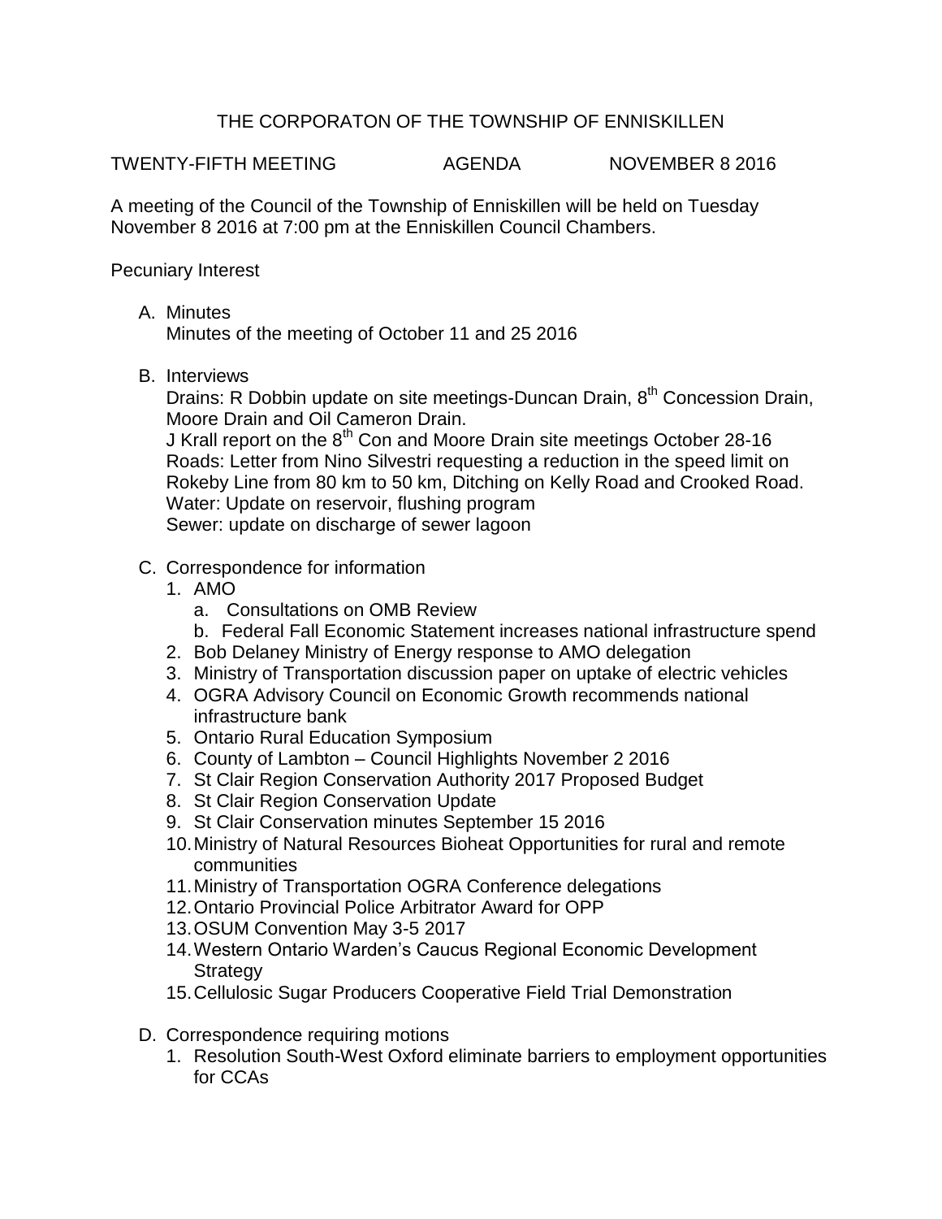# THE CORPORATON OF THE TOWNSHIP OF ENNISKILLEN

TWENTY-FIFTH MEETING AGENDA NOVEMBER 8 2016

A meeting of the Council of the Township of Enniskillen will be held on Tuesday November 8 2016 at 7:00 pm at the Enniskillen Council Chambers.

Pecuniary Interest

A. Minutes
   Minutes of the meeting of October 11 and 25 2016

B. Interviews
   Drains: R Dobbin update on site meetings-Duncan Drain, 8th Concession Drain, Moore Drain and Oil Cameron Drain.
   J Krall report on the 8th Con and Moore Drain site meetings October 28-16
   Roads: Letter from Nino Silvestri requesting a reduction in the speed limit on Rokeby Line from 80 km to 50 km, Ditching on Kelly Road and Crooked Road.
   Water: Update on reservoir, flushing program
   Sewer: update on discharge of sewer lagoon

C. Correspondence for information
   1. AMO
      a. Consultations on OMB Review
      b. Federal Fall Economic Statement increases national infrastructure spend
   2. Bob Delaney Ministry of Energy response to AMO delegation
   3. Ministry of Transportation discussion paper on uptake of electric vehicles
   4. OGRA Advisory Council on Economic Growth recommends national infrastructure bank
   5. Ontario Rural Education Symposium
   6. County of Lambton – Council Highlights November 2 2016
   7. St Clair Region Conservation Authority 2017 Proposed Budget
   8. St Clair Region Conservation Update
   9. St Clair Conservation minutes September 15 2016
   10. Ministry of Natural Resources Bioheat Opportunities for rural and remote communities
   11. Ministry of Transportation OGRA Conference delegations
   12. Ontario Provincial Police Arbitrator Award for OPP
   13. OSUM Convention May 3-5 2017
   14. Western Ontario Warden's Caucus Regional Economic Development Strategy
   15. Cellulosic Sugar Producers Cooperative Field Trial Demonstration

D. Correspondence requiring motions
   1. Resolution South-West Oxford eliminate barriers to employment opportunities for CCAs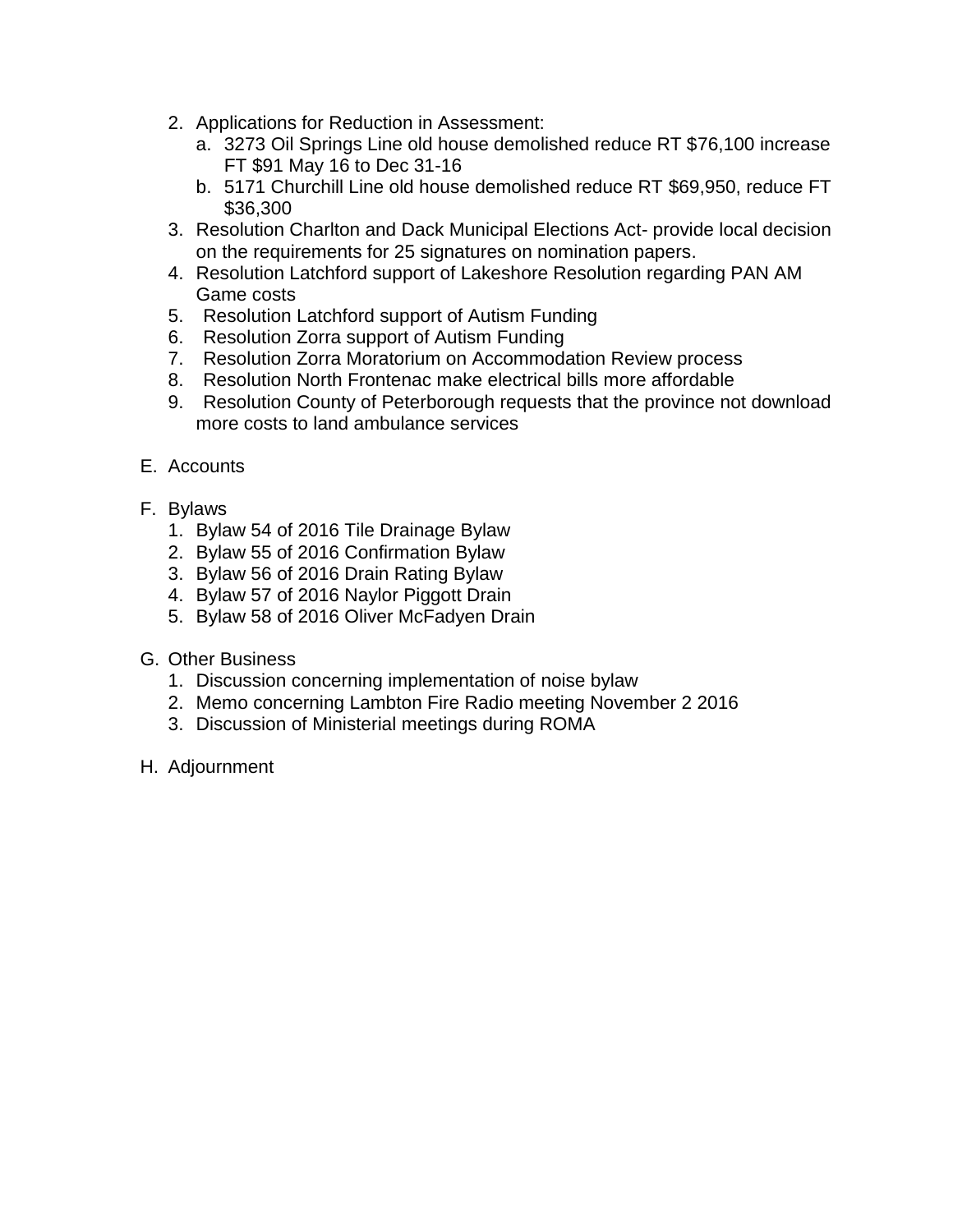2. Applications for Reduction in Assessment:
    a. 3273 Oil Springs Line old house demolished reduce RT $76,100 increase FT $91 May 16 to Dec 31-16
    b. 5171 Churchill Line old house demolished reduce RT $69,950, reduce FT $36,300
3. Resolution Charlton and Dack Municipal Elections Act- provide local decision on the requirements for 25 signatures on nomination papers.
4. Resolution Latchford support of Lakeshore Resolution regarding PAN AM Game costs
5. Resolution Latchford support of Autism Funding
6. Resolution Zorra support of Autism Funding
7. Resolution Zorra Moratorium on Accommodation Review process
8. Resolution North Frontenac make electrical bills more affordable
9. Resolution County of Peterborough requests that the province not download more costs to land ambulance services

E. Accounts

F. Bylaws
1. Bylaw 54 of 2016 Tile Drainage Bylaw
2. Bylaw 55 of 2016 Confirmation Bylaw
3. Bylaw 56 of 2016 Drain Rating Bylaw
4. Bylaw 57 of 2016 Naylor Piggott Drain
5. Bylaw 58 of 2016 Oliver McFadyen Drain

G. Other Business
1. Discussion concerning implementation of noise bylaw
2. Memo concerning Lambton Fire Radio meeting November 2 2016
3. Discussion of Ministerial meetings during ROMA

H. Adjournment